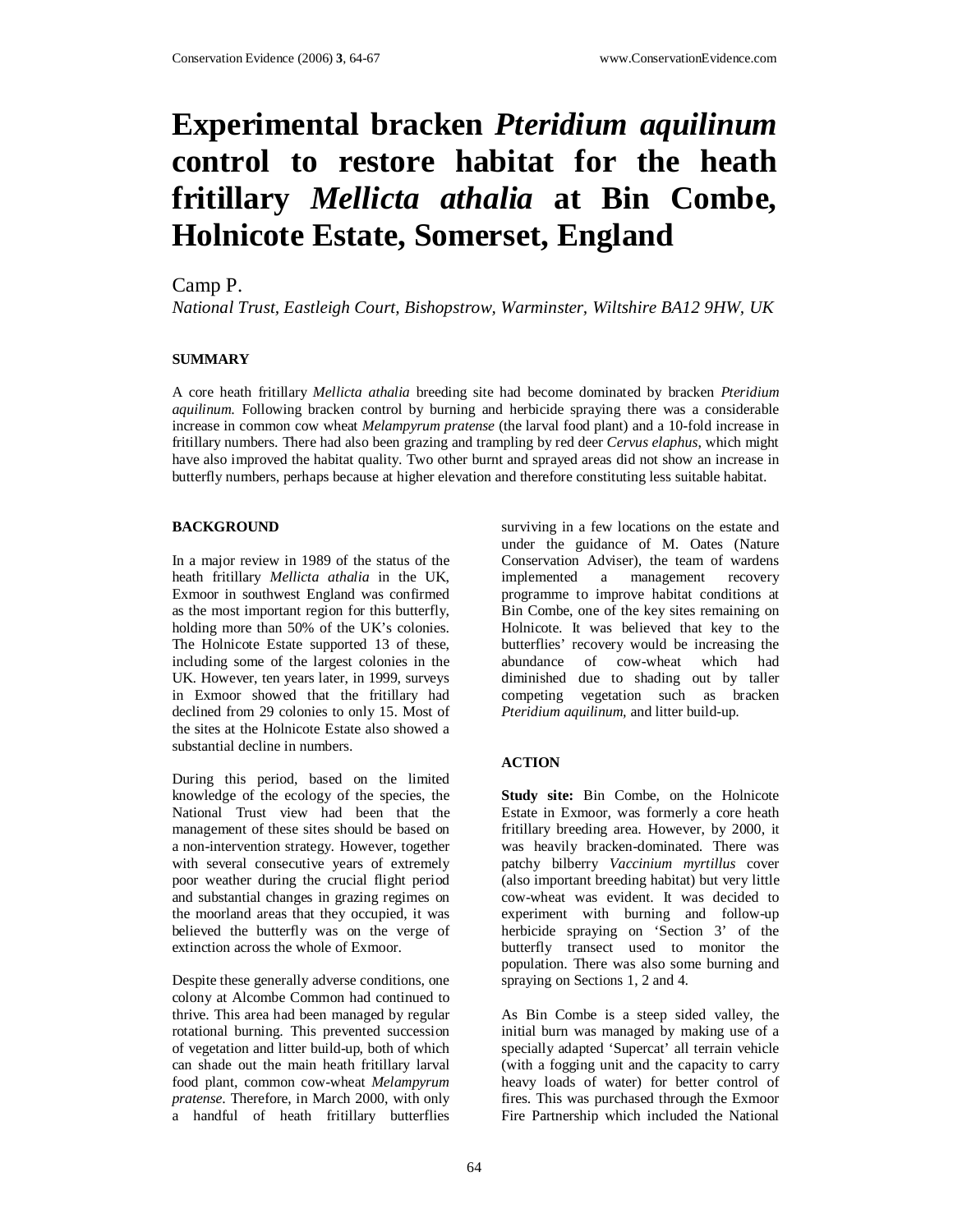# Experimental bracken *Pteridium aquilinum* control to restore habitat for the heath fritillary *Mellicta athalia* at Bin Combe, Holnicote Estate, Somerset, England

Camp P.

*National Trust, Eastleigh Court, Bishopstrow, Warminster, Wiltshire BA12 9HW, UK*

## SUMMARY

A core heath fritillary *Mellicta athalia* breeding site had become dominated by bracken *Pteridium aquilinum.* Following bracken control by burning and herbicide spraying there was a considerable increase in common cow wheat *Melampyrum pratense* (the larval food plant) and a 10-fold increase in fritillary numbers. There had also been grazing and trampling by red deer *Cervus elaphus,* which might have also improved the habitat quality. Two other burnt and sprayed areas did not show an increase in butterfly numbers, perhaps because at higher elevation and therefore constituting less suitable habitat.

## BACKGROUND

In a major review in 1989 of the status of the heath fritillary *Mellicta athalia* in the UK, Exmoor in southwest England was confirmed as the most important region for this butterfly, holding more than 50% of the UK's colonies. The Holnicote Estate supported 13 of these, including some of the largest colonies in the UK. However, ten years later, in 1999, surveys in Exmoor showed that the fritillary had declined from 29 colonies to only 15. Most of the sites at the Holnicote Estate also showed a substantial decline in numbers.

During this period, based on the limited knowledge of the ecology of the species, the National Trust view had been that the management of these sites should be based on a non-intervention strategy. However, together with several consecutive years of extremely poor weather during the crucial flight period and substantial changes in grazing regimes on the moorland areas that they occupied, it was believed the butterfly was on the verge of extinction across the whole of Exmoor.

Despite these generally adverse conditions, one colony at Alcombe Common had continued to thrive. This area had been managed by regular rotational burning. This prevented succession of vegetation and litter build-up, both of which can shade out the main heath fritillary larval food plant, common cow-wheat *Melampyrum pratense*. Therefore, in March 2000, with only a handful of heath fritillary butterflies surviving in a few locations on the estate and under the guidance of M. Oates (Nature Conservation Adviser), the team of wardens implemented a management recovery programme to improve habitat conditions at Bin Combe, one of the key sites remaining on Holnicote. It was believed that key to the butterflies' recovery would be increasing the abundance of cow-wheat which had diminished due to shading out by taller competing vegetation such as bracken *Pteridium aquilinum,* and litter build-up.

## ACTION

**Study site:** Bin Combe, on the Holnicote Estate in Exmoor, was formerly a core heath fritillary breeding area. However, by 2000, it was heavily bracken-dominated. There was patchy bilberry *Vaccinium myrtillus* cover (also important breeding habitat) but very little cow-wheat was evident. It was decided to experiment with burning and follow-up herbicide spraying on 'Section 3' of the butterfly transect used to monitor the population. There was also some burning and spraying on Sections 1, 2 and 4.

As Bin Combe is a steep sided valley, the initial burn was managed by making use of a specially adapted 'Supercat' all terrain vehicle (with a fogging unit and the capacity to carry heavy loads of water) for better control of fires. This was purchased through the Exmoor Fire Partnership which included the National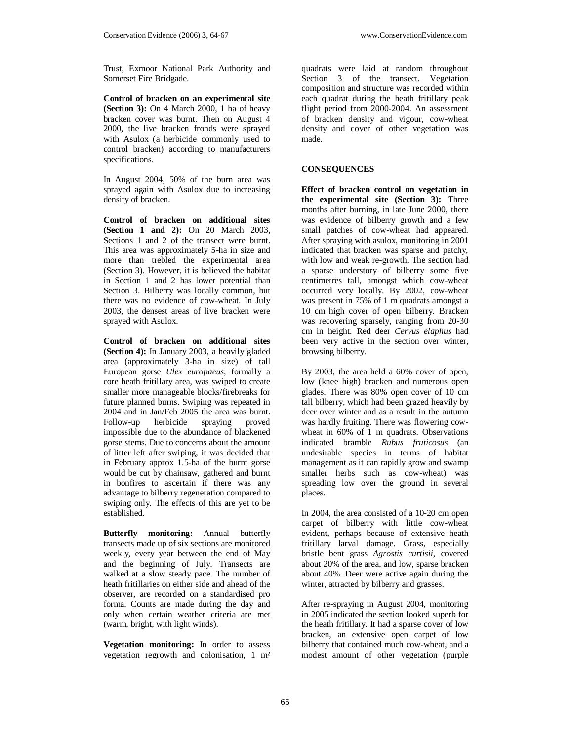Trust, Exmoor National Park Authority and Somerset Fire Bridgade.

**Control of bracken on an experimental site (Section 3):** On 4 March 2000, 1 ha of heavy bracken cover was burnt. Then on August 4 2000, the live bracken fronds were sprayed with Asulox (a herbicide commonly used to control bracken) according to manufacturers specifications.

In August 2004, 50% of the burn area was sprayed again with Asulox due to increasing density of bracken.

**Control of bracken on additional sites (Section 1 and 2):** On 20 March 2003, Sections 1 and 2 of the transect were burnt. This area was approximately 5-ha in size and more than trebled the experimental area (Section 3). However, it is believed the habitat in Section 1 and 2 has lower potential than Section 3. Bilberry was locally common, but there was no evidence of cow-wheat. In July 2003, the densest areas of live bracken were sprayed with Asulox.

**Control of bracken on additional sites (Section 4):** In January 2003, a heavily gladed area (approximately 3-ha in size) of tall European gorse *Ulex europaeus*, formally a core heath fritillary area, was swiped to create smaller more manageable blocks/firebreaks for future planned burns. Swiping was repeated in 2004 and in Jan/Feb 2005 the area was burnt. Follow-up herbicide spraying proved impossible due to the abundance of blackened gorse stems. Due to concerns about the amount of litter left after swiping, it was decided that in February approx 1.5-ha of the burnt gorse would be cut by chainsaw, gathered and burnt in bonfires to ascertain if there was any advantage to bilberry regeneration compared to swiping only. The effects of this are yet to be established.

**Butterfly monitoring:** Annual butterfly transects made up of six sections are monitored weekly, every year between the end of May and the beginning of July. Transects are walked at a slow steady pace. The number of heath fritillaries on either side and ahead of the observer, are recorded on a standardised pro forma. Counts are made during the day and only when certain weather criteria are met (warm, bright, with light winds).

**Vegetation monitoring:** In order to assess vegetation regrowth and colonisation, 1 m² quadrats were laid at random throughout Section 3 of the transect. Vegetation composition and structure was recorded within each quadrat during the heath fritillary peak flight period from 2000-2004. An assessment of bracken density and vigour, cow-wheat density and cover of other vegetation was made.

## CONSEQUENCES

**Effect of bracken control on vegetation in the experimental site (Section 3):** Three months after burning, in late June 2000, there was evidence of bilberry growth and a few small patches of cow-wheat had appeared. After spraying with asulox, monitoring in 2001 indicated that bracken was sparse and patchy, with low and weak re-growth. The section had a sparse understory of bilberry some five centimetres tall, amongst which cow-wheat occurred very locally. By 2002, cow-wheat was present in 75% of 1 m quadrats amongst a 10 cm high cover of open bilberry. Bracken was recovering sparsely, ranging from 20-30 cm in height. Red deer *Cervus elaphus* had been very active in the section over winter, browsing bilberry.

By 2003, the area held a 60% cover of open, low (knee high) bracken and numerous open glades. There was 80% open cover of 10 cm tall bilberry, which had been grazed heavily by deer over winter and as a result in the autumn was hardly fruiting. There was flowering cow-wheat in 60% of 1 m quadrats. Observations indicated bramble *Rubus fruticosus* (an undesirable species in terms of habitat management as it can rapidly grow and swamp smaller herbs such as cow-wheat) was spreading low over the ground in several places.

In 2004, the area consisted of a 10-20 cm open carpet of bilberry with little cow-wheat evident, perhaps because of extensive heath fritillary larval damage. Grass, especially bristle bent grass *Agrostis curtisii*, covered about 20% of the area, and low, sparse bracken about 40%. Deer were active again during the winter, attracted by bilberry and grasses.

After re-spraying in August 2004, monitoring in 2005 indicated the section looked superb for the heath fritillary. It had a sparse cover of low bracken, an extensive open carpet of low bilberry that contained much cow-wheat, and a modest amount of other vegetation (purple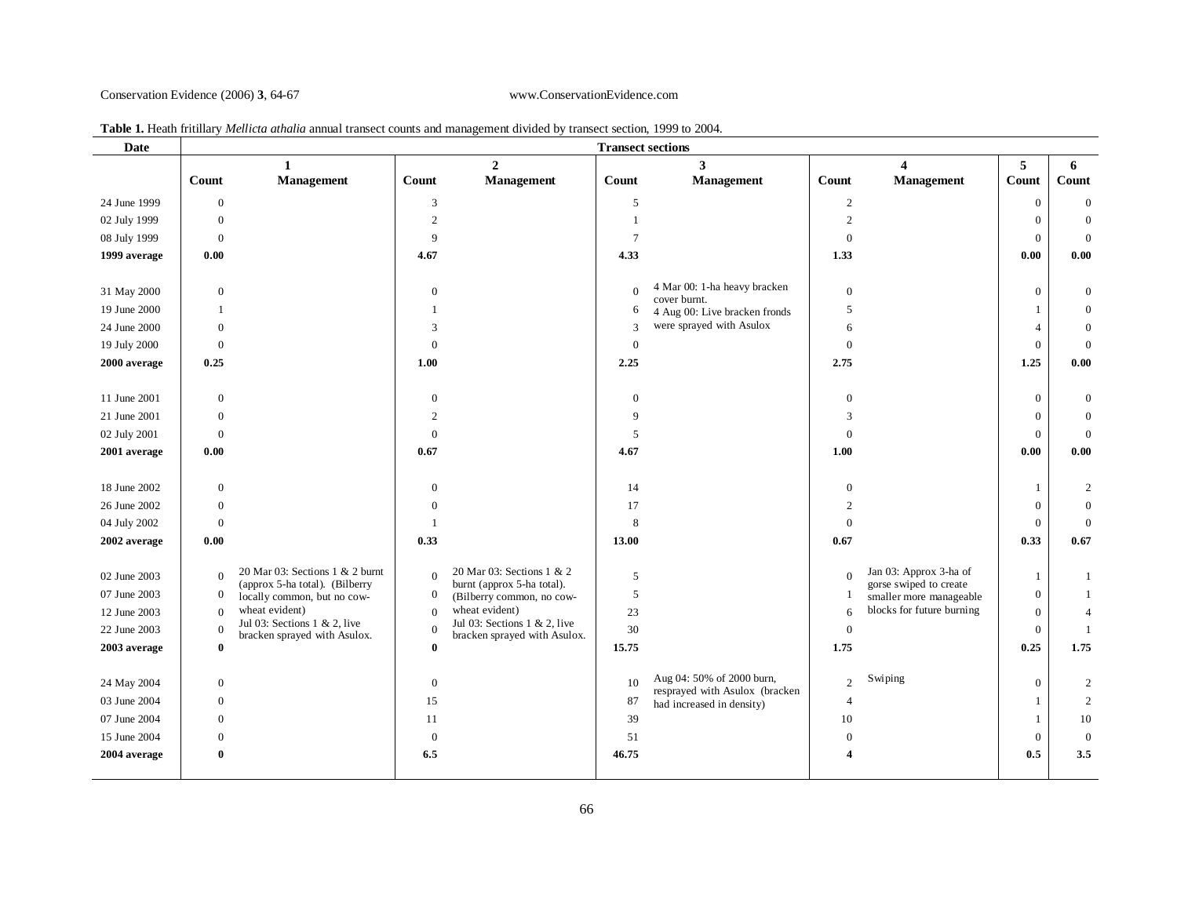**Table 1.** Heath fritillary *Mellicta athalia* annual transect counts and management divided by transect section, 1999 to 2004.

| Date | Transect sections | | | | | | | | | |
|---|---|---|---|---|---|---|---|---|---|---|
| | 1 | | 2 | | 3 | | 4 | | 5 | 6 |
| | Count | Management | Count | Management | Count | Management | Count | Management | Count | Count |
| 24 June 1999 | 0 | | 3 | | 5 | | 2 | | 0 | 0 |
| 02 July 1999 | 0 | | 2 | | 1 | | 2 | | 0 | 0 |
| 08 July 1999 | 0 | | 9 | | 7 | | 0 | | 0 | 0 |
| **1999 average** | **0.00** | | **4.67** | | **4.33** | | **1.33** | | **0.00** | **0.00** |
| 31 May 2000 | 0 | | 0 | | 0 | 4 Mar 00: 1-ha heavy bracken cover burnt. 4 Aug 00: Live bracken fronds were sprayed with Asulox | 0 | | 0 | 0 |
| 19 June 2000 | 1 | | 1 | | 6 | | 5 | | 1 | 0 |
| 24 June 2000 | 0 | | 3 | | 3 | | 6 | | 4 | 0 |
| 19 July 2000 | 0 | | 0 | | 0 | | 0 | | 0 | 0 |
| **2000 average** | **0.25** | | **1.00** | | **2.25** | | **2.75** | | **1.25** | **0.00** |
| 11 June 2001 | 0 | | 0 | | 0 | | 0 | | 0 | 0 |
| 21 June 2001 | 0 | | 2 | | 9 | | 3 | | 0 | 0 |
| 02 July 2001 | 0 | | 0 | | 5 | | 0 | | 0 | 0 |
| **2001 average** | **0.00** | | **0.67** | | **4.67** | | **1.00** | | **0.00** | **0.00** |
| 18 June 2002 | 0 | | 0 | | 14 | | 0 | | 1 | 2 |
| 26 June 2002 | 0 | | 0 | | 17 | | 2 | | 0 | 0 |
| 04 July 2002 | 0 | | 1 | | 8 | | 0 | | 0 | 0 |
| **2002 average** | **0.00** | | **0.33** | | **13.00** | | **0.67** | | **0.33** | **0.67** |
| 02 June 2003 | 0 | 20 Mar 03: Sections 1 & 2 burnt (approx 5-ha total). (Bilberry locally common, but no cow-wheat evident) Jul 03: Sections 1 & 2, live bracken sprayed with Asulox. | 0 | 20 Mar 03: Sections 1 & 2 burnt (approx 5-ha total). (Bilberry common, no cow-wheat evident) Jul 03: Sections 1 & 2, live bracken sprayed with Asulox. | 5 | | 0 | Jan 03: Approx 3-ha of gorse swiped to create smaller more manageable blocks for future burning | 1 | 1 |
| 07 June 2003 | 0 | | 0 | | 5 | | 1 | | 0 | 1 |
| 12 June 2003 | 0 | | 0 | | 23 | | 6 | | 0 | 4 |
| 22 June 2003 | 0 | | 0 | | 30 | | 0 | | 0 | 1 |
| **2003 average** | **0** | | **0** | | **15.75** | | **1.75** | | **0.25** | **1.75** |
| 24 May 2004 | 0 | | 0 | | 10 | Aug 04: 50% of 2000 burn, resprayed with Asulox (bracken had increased in density) | 2 | Swiping | 0 | 2 |
| 03 June 2004 | 0 | | 15 | | 87 | | 4 | | 1 | 2 |
| 07 June 2004 | 0 | | 11 | | 39 | | 10 | | 1 | 10 |
| 15 June 2004 | 0 | | 0 | | 51 | | 0 | | 0 | 0 |
| **2004 average** | **0** | | **6.5** | | **46.75** | | **4** | | **0.5** | **3.5** |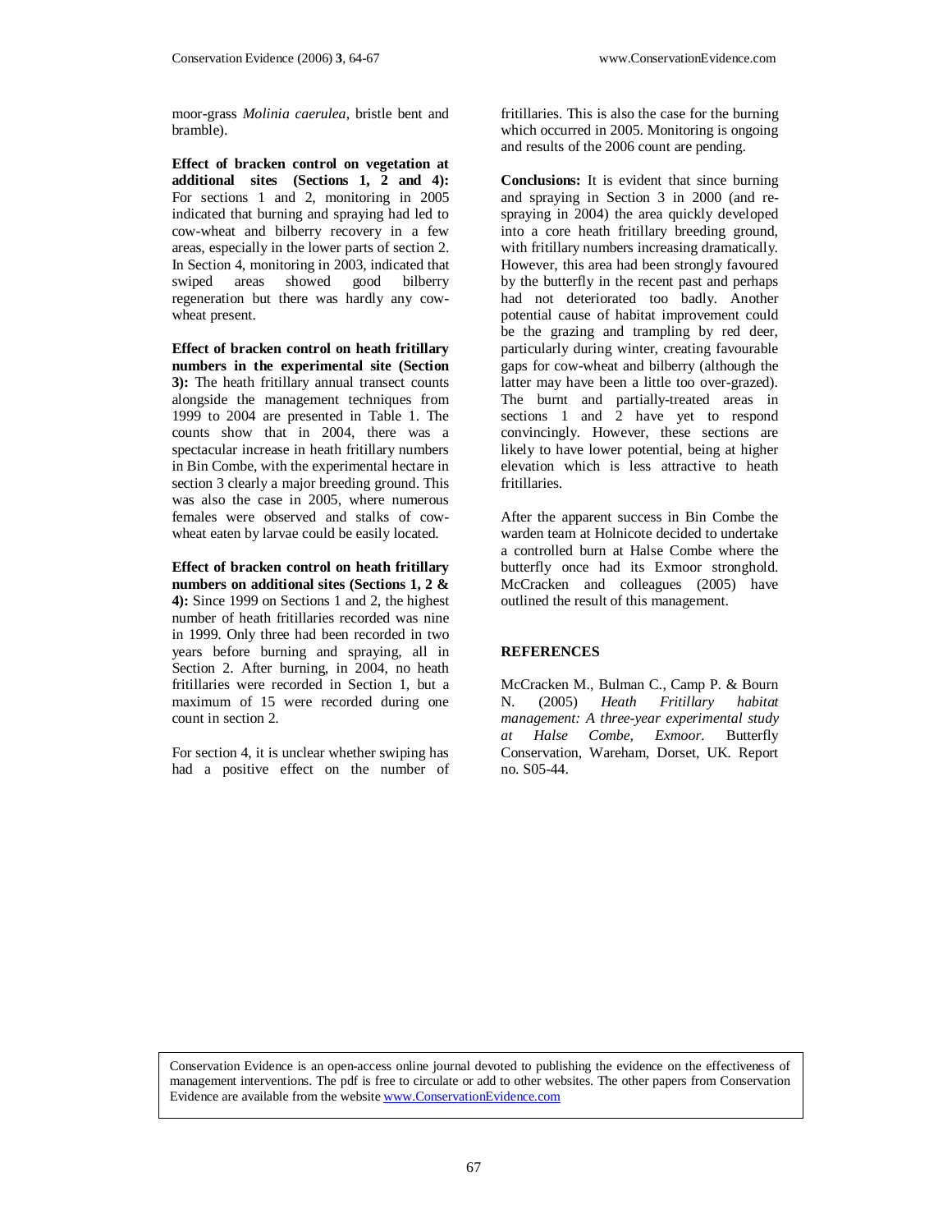moor-grass *Molinia caerulea*, bristle bent and bramble).

**Effect of bracken control on vegetation at additional sites (Sections 1, 2 and 4):** For sections 1 and 2, monitoring in 2005 indicated that burning and spraying had led to cow-wheat and bilberry recovery in a few areas, especially in the lower parts of section 2. In Section 4, monitoring in 2003, indicated that swiped areas showed good bilberry regeneration but there was hardly any cow-wheat present.

**Effect of bracken control on heath fritillary numbers in the experimental site (Section 3):** The heath fritillary annual transect counts alongside the management techniques from 1999 to 2004 are presented in Table 1. The counts show that in 2004, there was a spectacular increase in heath fritillary numbers in Bin Combe, with the experimental hectare in section 3 clearly a major breeding ground. This was also the case in 2005, where numerous females were observed and stalks of cow-wheat eaten by larvae could be easily located.

**Effect of bracken control on heath fritillary numbers on additional sites (Sections 1, 2 & 4):** Since 1999 on Sections 1 and 2, the highest number of heath fritillaries recorded was nine in 1999. Only three had been recorded in two years before burning and spraying, all in Section 2. After burning, in 2004, no heath fritillaries were recorded in Section 1, but a maximum of 15 were recorded during one count in section 2.

For section 4, it is unclear whether swiping has had a positive effect on the number of fritillaries. This is also the case for the burning which occurred in 2005. Monitoring is ongoing and results of the 2006 count are pending.

**Conclusions:** It is evident that since burning and spraying in Section 3 in 2000 (and re-spraying in 2004) the area quickly developed into a core heath fritillary breeding ground, with fritillary numbers increasing dramatically. However, this area had been strongly favoured by the butterfly in the recent past and perhaps had not deteriorated too badly. Another potential cause of habitat improvement could be the grazing and trampling by red deer, particularly during winter, creating favourable gaps for cow-wheat and bilberry (although the latter may have been a little too over-grazed). The burnt and partially-treated areas in sections 1 and 2 have yet to respond convincingly. However, these sections are likely to have lower potential, being at higher elevation which is less attractive to heath fritillaries.

After the apparent success in Bin Combe the warden team at Holnicote decided to undertake a controlled burn at Halse Combe where the butterfly once had its Exmoor stronghold. McCracken and colleagues (2005) have outlined the result of this management.

## REFERENCES

McCracken M., Bulman C., Camp P. & Bourn N. (2005) *Heath Fritillary habitat management: A three-year experimental study at Halse Combe, Exmoor.* Butterfly Conservation, Wareham, Dorset, UK. Report no. S05-44.

Conservation Evidence is an open-access online journal devoted to publishing the evidence on the effectiveness of management interventions. The pdf is free to circulate or add to other websites. The other papers from Conservation Evidence are available from the website www.ConservationEvidence.com